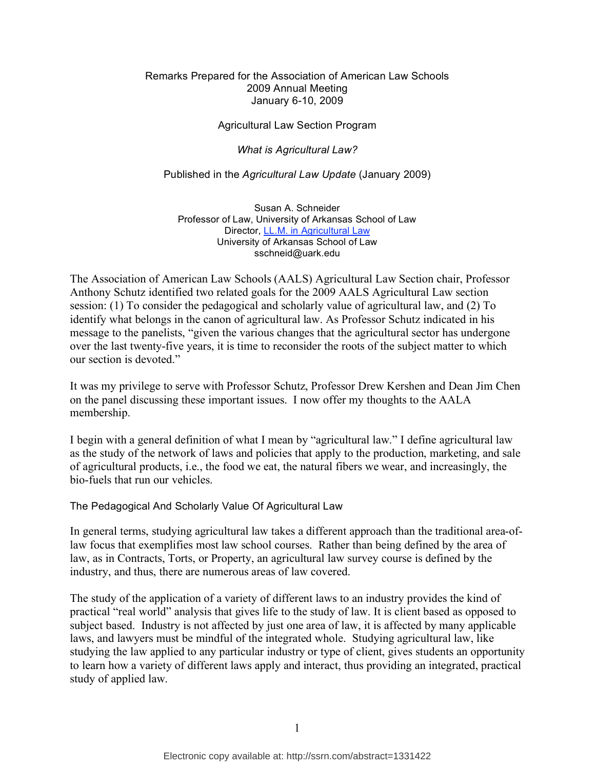Remarks Prepared for the Association of American Law Schools
2009 Annual Meeting
January 6-10, 2009

Agricultural Law Section Program

*What is Agricultural Law?*

Published in the *Agricultural Law Update* (January 2009)

Susan A. Schneider
Professor of Law, University of Arkansas School of Law
Director, [LL.M. in Agricultural Law](#)
University of Arkansas School of Law
sschneid@uark.edu

The Association of American Law Schools (AALS) Agricultural Law Section chair, Professor Anthony Schutz identified two related goals for the 2009 AALS Agricultural Law section session: (1) To consider the pedagogical and scholarly value of agricultural law, and (2) To identify what belongs in the canon of agricultural law. As Professor Schutz indicated in his message to the panelists, "given the various changes that the agricultural sector has undergone over the last twenty-five years, it is time to reconsider the roots of the subject matter to which our section is devoted."

It was my privilege to serve with Professor Schutz, Professor Drew Kershen and Dean Jim Chen on the panel discussing these important issues. I now offer my thoughts to the AALA membership.

I begin with a general definition of what I mean by "agricultural law." I define agricultural law as the study of the network of laws and policies that apply to the production, marketing, and sale of agricultural products, i.e., the food we eat, the natural fibers we wear, and increasingly, the bio-fuels that run our vehicles.

## The Pedagogical And Scholarly Value Of Agricultural Law

In general terms, studying agricultural law takes a different approach than the traditional area-of-law focus that exemplifies most law school courses. Rather than being defined by the area of law, as in Contracts, Torts, or Property, an agricultural law survey course is defined by the industry, and thus, there are numerous areas of law covered.

The study of the application of a variety of different laws to an industry provides the kind of practical "real world" analysis that gives life to the study of law. It is client based as opposed to subject based. Industry is not affected by just one area of law, it is affected by many applicable laws, and lawyers must be mindful of the integrated whole. Studying agricultural law, like studying the law applied to any particular industry or type of client, gives students an opportunity to learn how a variety of different laws apply and interact, thus providing an integrated, practical study of applied law.

Electronic copy available at: http://ssrn.com/abstract=1331422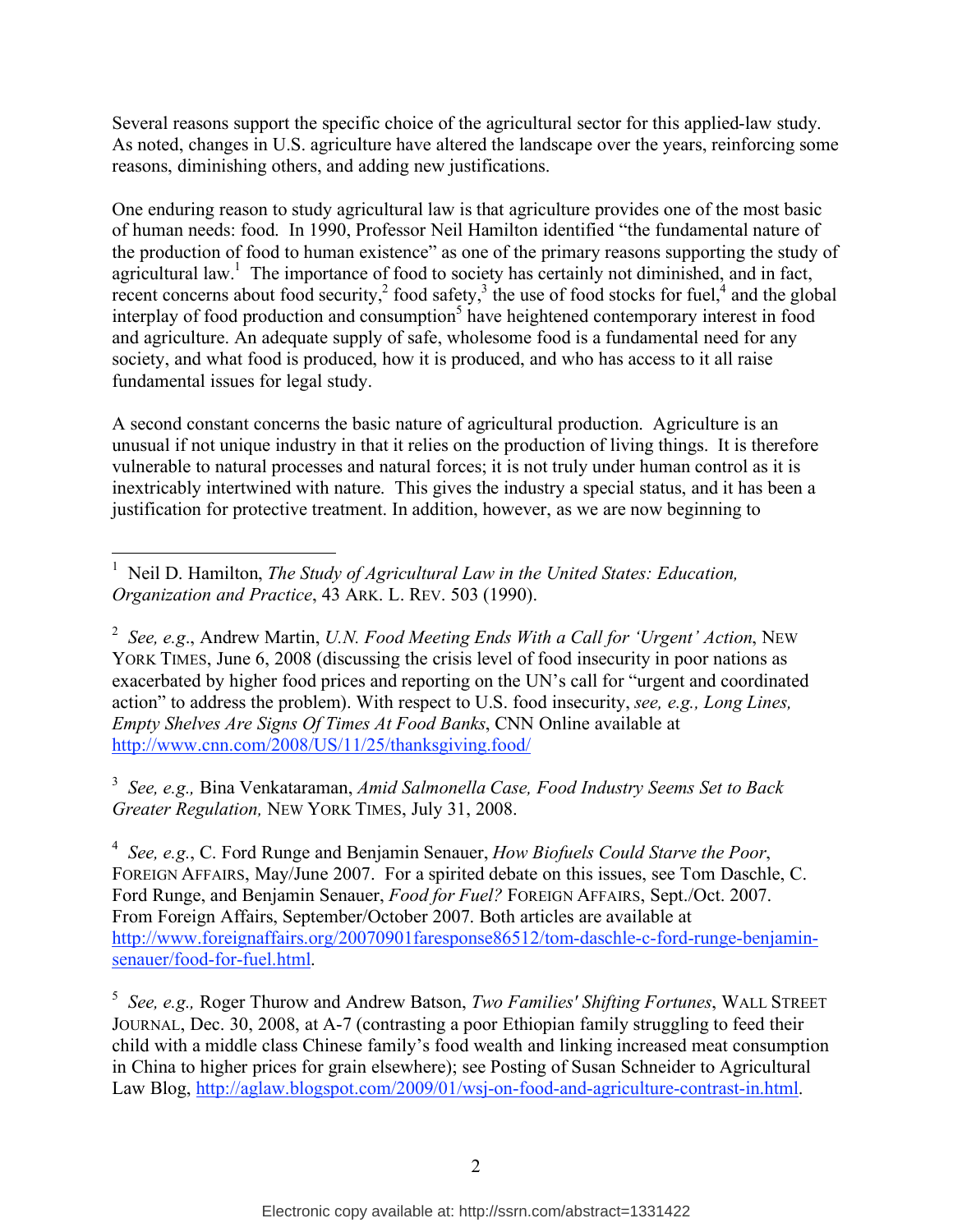Several reasons support the specific choice of the agricultural sector for this applied-law study. As noted, changes in U.S. agriculture have altered the landscape over the years, reinforcing some reasons, diminishing others, and adding new justifications.

One enduring reason to study agricultural law is that agriculture provides one of the most basic of human needs: food. In 1990, Professor Neil Hamilton identified "the fundamental nature of the production of food to human existence" as one of the primary reasons supporting the study of agricultural law.[1] The importance of food to society has certainly not diminished, and in fact, recent concerns about food security,[2] food safety,[3] the use of food stocks for fuel,[4] and the global interplay of food production and consumption[5] have heightened contemporary interest in food and agriculture. An adequate supply of safe, wholesome food is a fundamental need for any society, and what food is produced, how it is produced, and who has access to it all raise fundamental issues for legal study.

A second constant concerns the basic nature of agricultural production. Agriculture is an unusual if not unique industry in that it relies on the production of living things. It is therefore vulnerable to natural processes and natural forces; it is not truly under human control as it is inextricably intertwined with nature. This gives the industry a special status, and it has been a justification for protective treatment. In addition, however, as we are now beginning to

---

[1] Neil D. Hamilton, *The Study of Agricultural Law in the United States: Education, Organization and Practice*, 43 ARK. L. REV. 503 (1990).

[2] *See, e.g.*, Andrew Martin, *U.N. Food Meeting Ends With a Call for 'Urgent' Action*, NEW YORK TIMES, June 6, 2008 (discussing the crisis level of food insecurity in poor nations as exacerbated by higher food prices and reporting on the UN's call for "urgent and coordinated action" to address the problem). With respect to U.S. food insecurity, *see, e.g., Long Lines, Empty Shelves Are Signs Of Times At Food Banks*, CNN Online available at http://www.cnn.com/2008/US/11/25/thanksgiving.food/

[3] *See, e.g.,* Bina Venkataraman, *Amid Salmonella Case, Food Industry Seems Set to Back Greater Regulation,* NEW YORK TIMES, July 31, 2008.

[4] *See, e.g.*, C. Ford Runge and Benjamin Senauer, *How Biofuels Could Starve the Poor*, FOREIGN AFFAIRS, May/June 2007. For a spirited debate on this issues, see Tom Daschle, C. Ford Runge, and Benjamin Senauer, *Food for Fuel?* FOREIGN AFFAIRS, Sept./Oct. 2007. From Foreign Affairs, September/October 2007. Both articles are available at http://www.foreignaffairs.org/20070901faresponse86512/tom-daschle-c-ford-runge-benjamin-senauer/food-for-fuel.html.

[5] *See, e.g.,* Roger Thurow and Andrew Batson, *Two Families' Shifting Fortunes*, WALL STREET JOURNAL, Dec. 30, 2008, at A-7 (contrasting a poor Ethiopian family struggling to feed their child with a middle class Chinese family's food wealth and linking increased meat consumption in China to higher prices for grain elsewhere); see Posting of Susan Schneider to Agricultural Law Blog, http://aglaw.blogspot.com/2009/01/wsj-on-food-and-agriculture-contrast-in.html.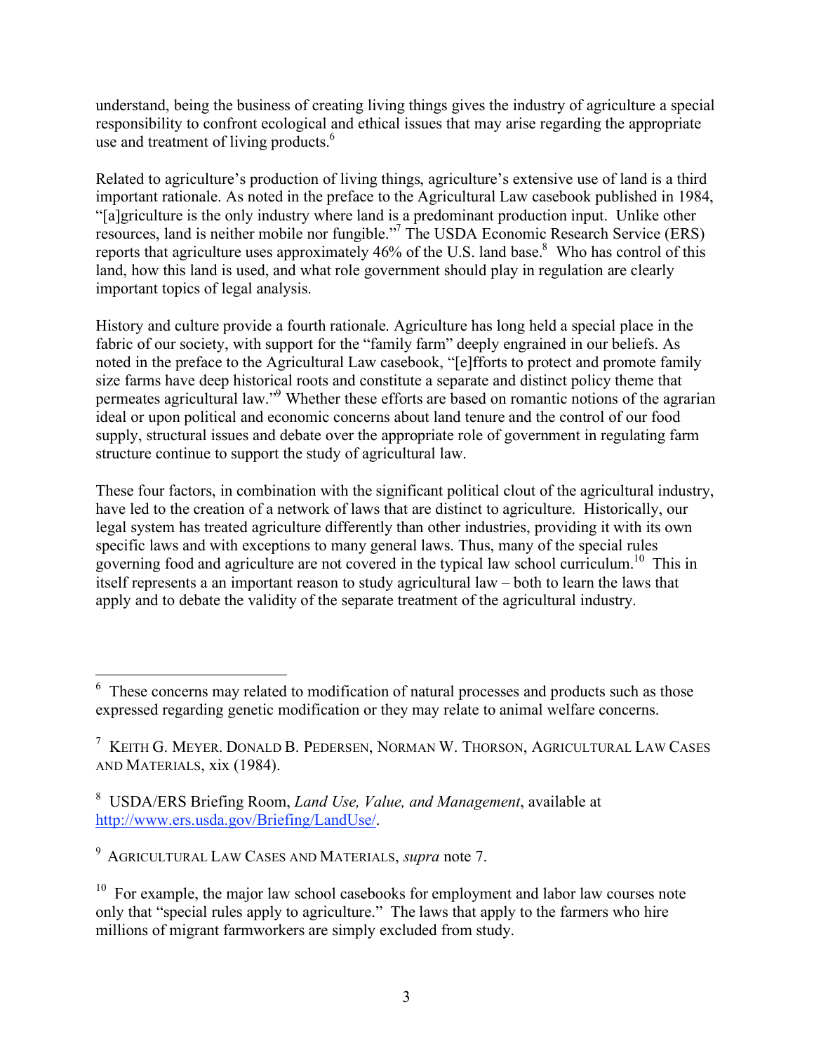understand, being the business of creating living things gives the industry of agriculture a special responsibility to confront ecological and ethical issues that may arise regarding the appropriate use and treatment of living products.[6]

Related to agriculture's production of living things, agriculture's extensive use of land is a third important rationale. As noted in the preface to the Agricultural Law casebook published in 1984, "[a]griculture is the only industry where land is a predominant production input. Unlike other resources, land is neither mobile nor fungible."[7] The USDA Economic Research Service (ERS) reports that agriculture uses approximately 46% of the U.S. land base.[8] Who has control of this land, how this land is used, and what role government should play in regulation are clearly important topics of legal analysis.

History and culture provide a fourth rationale. Agriculture has long held a special place in the fabric of our society, with support for the "family farm" deeply engrained in our beliefs. As noted in the preface to the Agricultural Law casebook, "[e]fforts to protect and promote family size farms have deep historical roots and constitute a separate and distinct policy theme that permeates agricultural law."[9] Whether these efforts are based on romantic notions of the agrarian ideal or upon political and economic concerns about land tenure and the control of our food supply, structural issues and debate over the appropriate role of government in regulating farm structure continue to support the study of agricultural law.

These four factors, in combination with the significant political clout of the agricultural industry, have led to the creation of a network of laws that are distinct to agriculture. Historically, our legal system has treated agriculture differently than other industries, providing it with its own specific laws and with exceptions to many general laws. Thus, many of the special rules governing food and agriculture are not covered in the typical law school curriculum.[10] This in itself represents a an important reason to study agricultural law – both to learn the laws that apply and to debate the validity of the separate treatment of the agricultural industry.

---

[6] These concerns may related to modification of natural processes and products such as those expressed regarding genetic modification or they may relate to animal welfare concerns.

[7] KEITH G. MEYER. DONALD B. PEDERSEN, NORMAN W. THORSON, AGRICULTURAL LAW CASES AND MATERIALS, xix (1984).

[8] USDA/ERS Briefing Room, *Land Use, Value, and Management*, available at http://www.ers.usda.gov/Briefing/LandUse/.

[9] AGRICULTURAL LAW CASES AND MATERIALS, *supra* note 7.

[10] For example, the major law school casebooks for employment and labor law courses note only that "special rules apply to agriculture." The laws that apply to the farmers who hire millions of migrant farmworkers are simply excluded from study.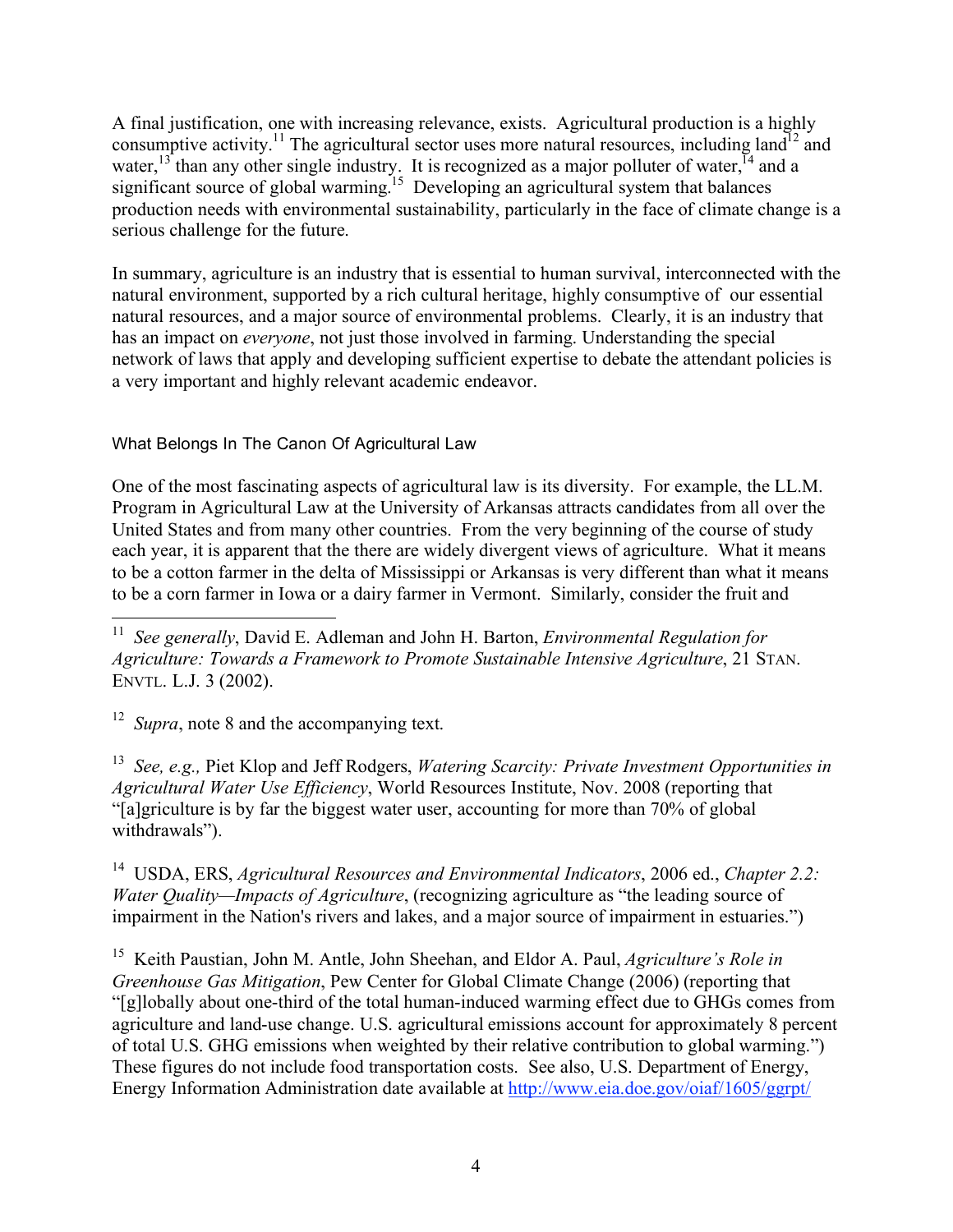A final justification, one with increasing relevance, exists. Agricultural production is a highly consumptive activity.[11] The agricultural sector uses more natural resources, including land[12] and water,[13] than any other single industry. It is recognized as a major polluter of water,[14] and a significant source of global warming.[15] Developing an agricultural system that balances production needs with environmental sustainability, particularly in the face of climate change is a serious challenge for the future.

In summary, agriculture is an industry that is essential to human survival, interconnected with the natural environment, supported by a rich cultural heritage, highly consumptive of our essential natural resources, and a major source of environmental problems. Clearly, it is an industry that has an impact on *everyone*, not just those involved in farming. Understanding the special network of laws that apply and developing sufficient expertise to debate the attendant policies is a very important and highly relevant academic endeavor.

## What Belongs In The Canon Of Agricultural Law

One of the most fascinating aspects of agricultural law is its diversity. For example, the LL.M. Program in Agricultural Law at the University of Arkansas attracts candidates from all over the United States and from many other countries. From the very beginning of the course of study each year, it is apparent that the there are widely divergent views of agriculture. What it means to be a cotton farmer in the delta of Mississippi or Arkansas is very different than what it means to be a corn farmer in Iowa or a dairy farmer in Vermont. Similarly, consider the fruit and

---

[11] *See generally*, David E. Adleman and John H. Barton, *Environmental Regulation for Agriculture: Towards a Framework to Promote Sustainable Intensive Agriculture*, 21 STAN. ENVTL. L.J. 3 (2002).

[12] *Supra*, note 8 and the accompanying text.

[13] *See, e.g.,* Piet Klop and Jeff Rodgers, *Watering Scarcity: Private Investment Opportunities in Agricultural Water Use Efficiency*, World Resources Institute, Nov. 2008 (reporting that "[a]griculture is by far the biggest water user, accounting for more than 70% of global withdrawals").

[14] USDA, ERS, *Agricultural Resources and Environmental Indicators*, 2006 ed., *Chapter 2.2: Water Quality—Impacts of Agriculture*, (recognizing agriculture as "the leading source of impairment in the Nation's rivers and lakes, and a major source of impairment in estuaries.")

[15] Keith Paustian, John M. Antle, John Sheehan, and Eldor A. Paul, *Agriculture's Role in Greenhouse Gas Mitigation*, Pew Center for Global Climate Change (2006) (reporting that "[g]lobally about one-third of the total human-induced warming effect due to GHGs comes from agriculture and land-use change. U.S. agricultural emissions account for approximately 8 percent of total U.S. GHG emissions when weighted by their relative contribution to global warming.") These figures do not include food transportation costs. See also, U.S. Department of Energy, Energy Information Administration date available at http://www.eia.doe.gov/oiaf/1605/ggrpt/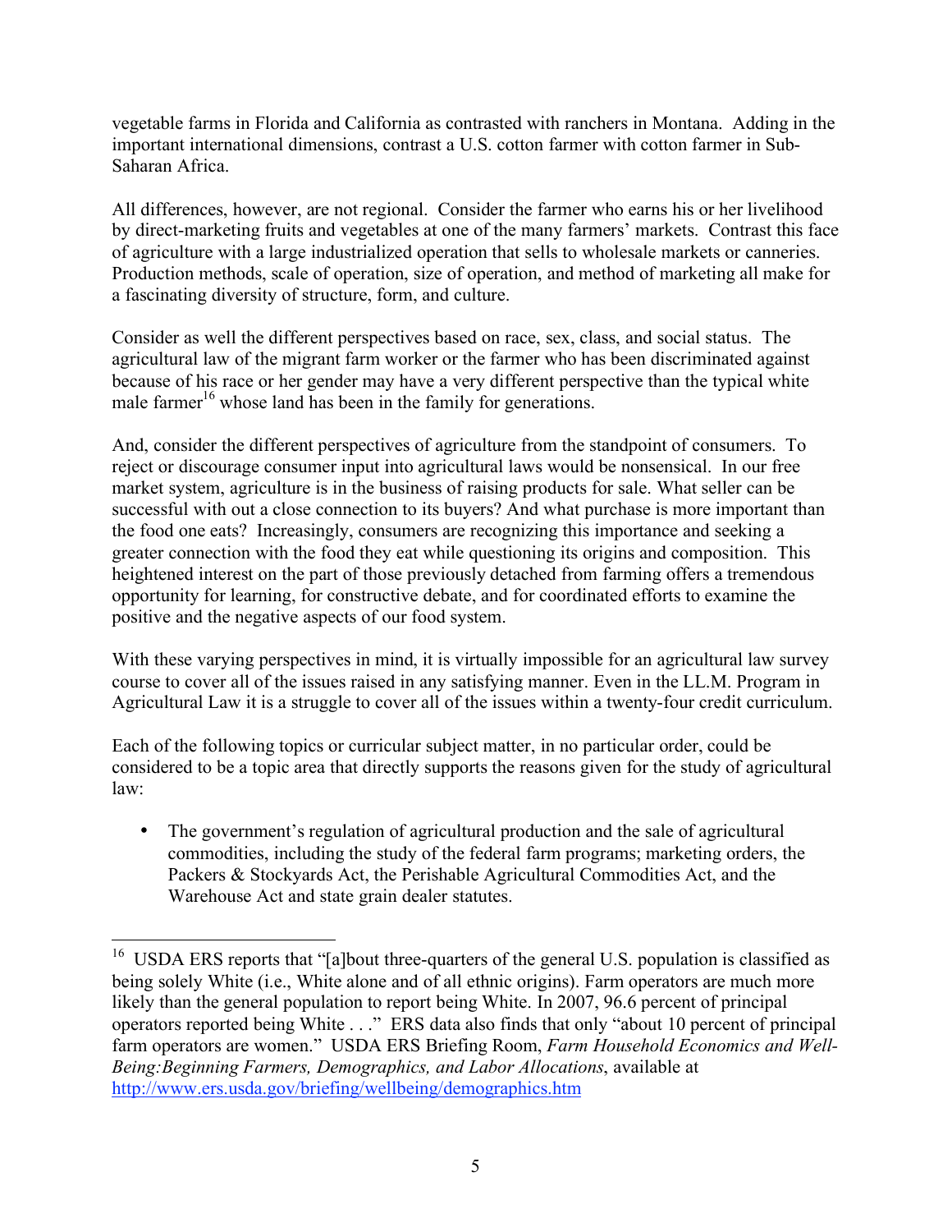vegetable farms in Florida and California as contrasted with ranchers in Montana. Adding in the important international dimensions, contrast a U.S. cotton farmer with cotton farmer in Sub-Saharan Africa.

All differences, however, are not regional. Consider the farmer who earns his or her livelihood by direct-marketing fruits and vegetables at one of the many farmers' markets. Contrast this face of agriculture with a large industrialized operation that sells to wholesale markets or canneries. Production methods, scale of operation, size of operation, and method of marketing all make for a fascinating diversity of structure, form, and culture.

Consider as well the different perspectives based on race, sex, class, and social status. The agricultural law of the migrant farm worker or the farmer who has been discriminated against because of his race or her gender may have a very different perspective than the typical white male farmer[16] whose land has been in the family for generations.

And, consider the different perspectives of agriculture from the standpoint of consumers. To reject or discourage consumer input into agricultural laws would be nonsensical. In our free market system, agriculture is in the business of raising products for sale. What seller can be successful with out a close connection to its buyers? And what purchase is more important than the food one eats? Increasingly, consumers are recognizing this importance and seeking a greater connection with the food they eat while questioning its origins and composition. This heightened interest on the part of those previously detached from farming offers a tremendous opportunity for learning, for constructive debate, and for coordinated efforts to examine the positive and the negative aspects of our food system.

With these varying perspectives in mind, it is virtually impossible for an agricultural law survey course to cover all of the issues raised in any satisfying manner. Even in the LL.M. Program in Agricultural Law it is a struggle to cover all of the issues within a twenty-four credit curriculum.

Each of the following topics or curricular subject matter, in no particular order, could be considered to be a topic area that directly supports the reasons given for the study of agricultural law:

- The government's regulation of agricultural production and the sale of agricultural commodities, including the study of the federal farm programs; marketing orders, the Packers & Stockyards Act, the Perishable Agricultural Commodities Act, and the Warehouse Act and state grain dealer statutes.

---

[16] USDA ERS reports that "[a]bout three-quarters of the general U.S. population is classified as being solely White (i.e., White alone and of all ethnic origins). Farm operators are much more likely than the general population to report being White. In 2007, 96.6 percent of principal operators reported being White . . ." ERS data also finds that only "about 10 percent of principal farm operators are women." USDA ERS Briefing Room, *Farm Household Economics and Well-Being:Beginning Farmers, Demographics, and Labor Allocations*, available at http://www.ers.usda.gov/briefing/wellbeing/demographics.htm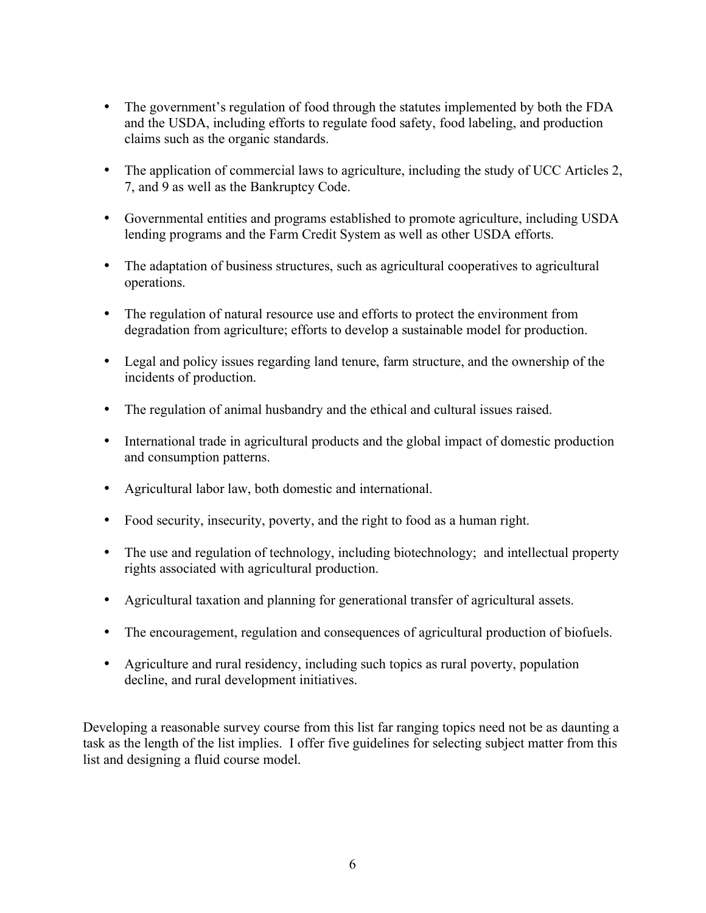- The government's regulation of food through the statutes implemented by both the FDA and the USDA, including efforts to regulate food safety, food labeling, and production claims such as the organic standards.

- The application of commercial laws to agriculture, including the study of UCC Articles 2, 7, and 9 as well as the Bankruptcy Code.

- Governmental entities and programs established to promote agriculture, including USDA lending programs and the Farm Credit System as well as other USDA efforts.

- The adaptation of business structures, such as agricultural cooperatives to agricultural operations.

- The regulation of natural resource use and efforts to protect the environment from degradation from agriculture; efforts to develop a sustainable model for production.

- Legal and policy issues regarding land tenure, farm structure, and the ownership of the incidents of production.

- The regulation of animal husbandry and the ethical and cultural issues raised.

- International trade in agricultural products and the global impact of domestic production and consumption patterns.

- Agricultural labor law, both domestic and international.

- Food security, insecurity, poverty, and the right to food as a human right.

- The use and regulation of technology, including biotechnology; and intellectual property rights associated with agricultural production.

- Agricultural taxation and planning for generational transfer of agricultural assets.

- The encouragement, regulation and consequences of agricultural production of biofuels.

- Agriculture and rural residency, including such topics as rural poverty, population decline, and rural development initiatives.

Developing a reasonable survey course from this list far ranging topics need not be as daunting a task as the length of the list implies. I offer five guidelines for selecting subject matter from this list and designing a fluid course model.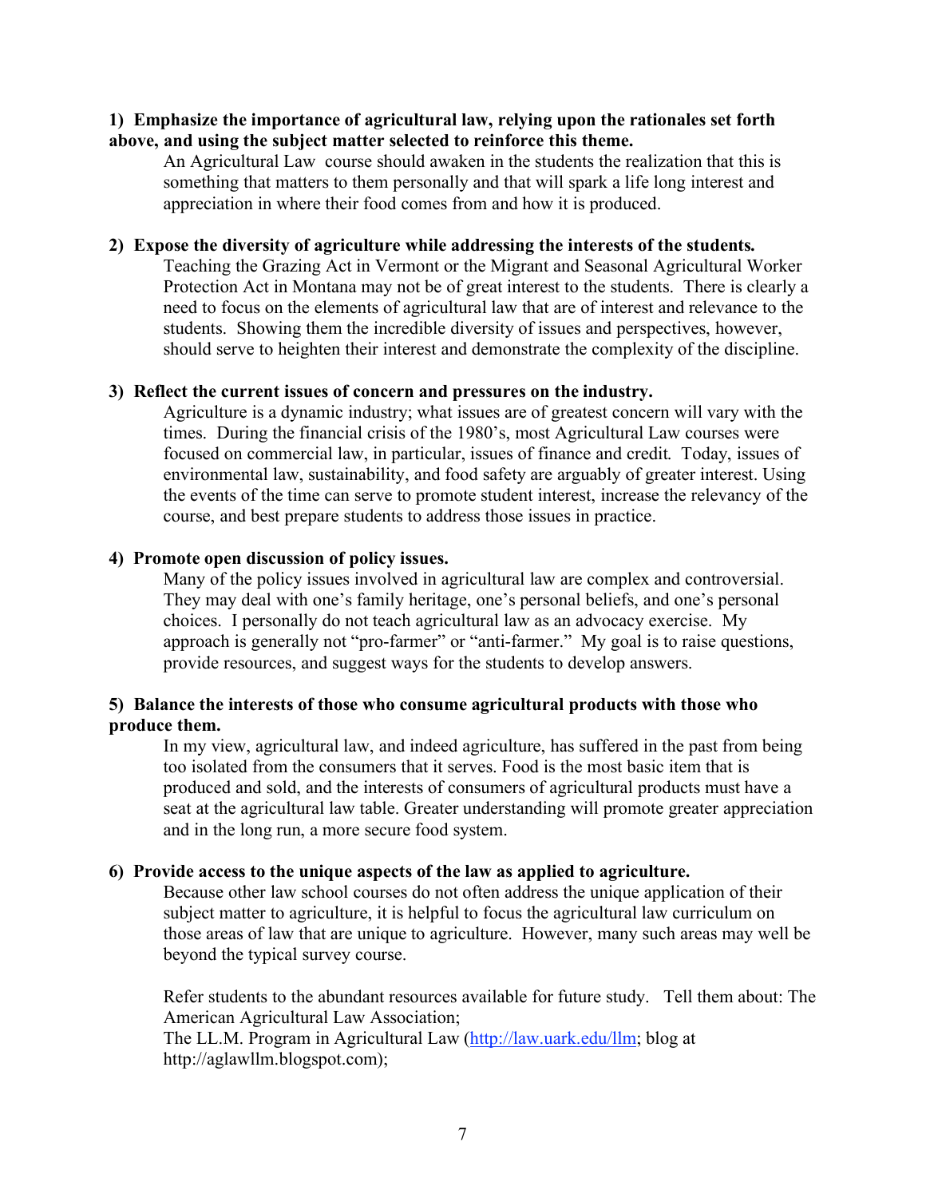**1) Emphasize the importance of agricultural law, relying upon the rationales set forth above, and using the subject matter selected to reinforce this theme.**

An Agricultural Law course should awaken in the students the realization that this is something that matters to them personally and that will spark a life long interest and appreciation in where their food comes from and how it is produced.

**2) Expose the diversity of agriculture while addressing the interests of the students.**

Teaching the Grazing Act in Vermont or the Migrant and Seasonal Agricultural Worker Protection Act in Montana may not be of great interest to the students. There is clearly a need to focus on the elements of agricultural law that are of interest and relevance to the students. Showing them the incredible diversity of issues and perspectives, however, should serve to heighten their interest and demonstrate the complexity of the discipline.

**3) Reflect the current issues of concern and pressures on the industry.**

Agriculture is a dynamic industry; what issues are of greatest concern will vary with the times. During the financial crisis of the 1980's, most Agricultural Law courses were focused on commercial law, in particular, issues of finance and credit. Today, issues of environmental law, sustainability, and food safety are arguably of greater interest. Using the events of the time can serve to promote student interest, increase the relevancy of the course, and best prepare students to address those issues in practice.

**4) Promote open discussion of policy issues.**

Many of the policy issues involved in agricultural law are complex and controversial. They may deal with one's family heritage, one's personal beliefs, and one's personal choices. I personally do not teach agricultural law as an advocacy exercise. My approach is generally not "pro-farmer" or "anti-farmer." My goal is to raise questions, provide resources, and suggest ways for the students to develop answers.

**5) Balance the interests of those who consume agricultural products with those who produce them.**

In my view, agricultural law, and indeed agriculture, has suffered in the past from being too isolated from the consumers that it serves. Food is the most basic item that is produced and sold, and the interests of consumers of agricultural products must have a seat at the agricultural law table. Greater understanding will promote greater appreciation and in the long run, a more secure food system.

**6) Provide access to the unique aspects of the law as applied to agriculture.**

Because other law school courses do not often address the unique application of their subject matter to agriculture, it is helpful to focus the agricultural law curriculum on those areas of law that are unique to agriculture. However, many such areas may well be beyond the typical survey course.

Refer students to the abundant resources available for future study. Tell them about: The American Agricultural Law Association;
The LL.M. Program in Agricultural Law (http://law.uark.edu/llm; blog at http://aglawllm.blogspot.com);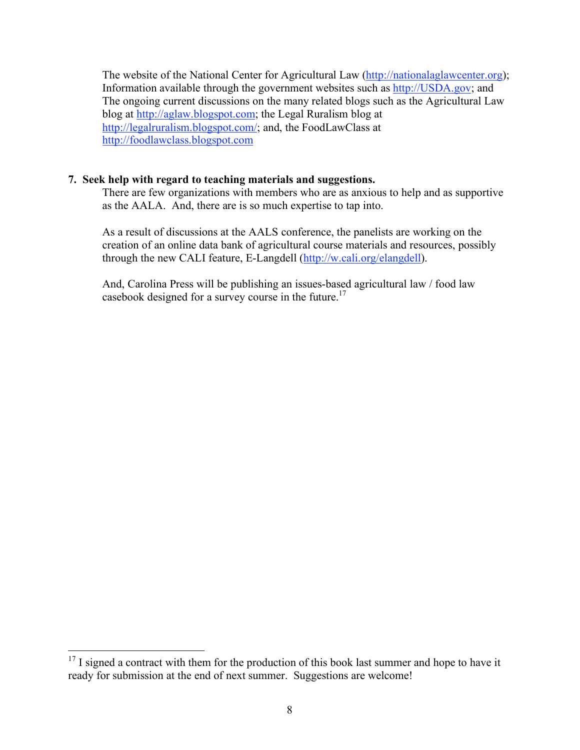The website of the National Center for Agricultural Law (http://nationalaglawcenter.org); Information available through the government websites such as http://USDA.gov; and The ongoing current discussions on the many related blogs such as the Agricultural Law blog at http://aglaw.blogspot.com; the Legal Ruralism blog at http://legalruralism.blogspot.com/; and, the FoodLawClass at http://foodlawclass.blogspot.com

**7. Seek help with regard to teaching materials and suggestions.**

There are few organizations with members who are as anxious to help and as supportive as the AALA. And, there are is so much expertise to tap into.

As a result of discussions at the AALS conference, the panelists are working on the creation of an online data bank of agricultural course materials and resources, possibly through the new CALI feature, E-Langdell (http://w.cali.org/elangdell).

And, Carolina Press will be publishing an issues-based agricultural law / food law casebook designed for a survey course in the future.[17]

---

[17] I signed a contract with them for the production of this book last summer and hope to have it ready for submission at the end of next summer. Suggestions are welcome!